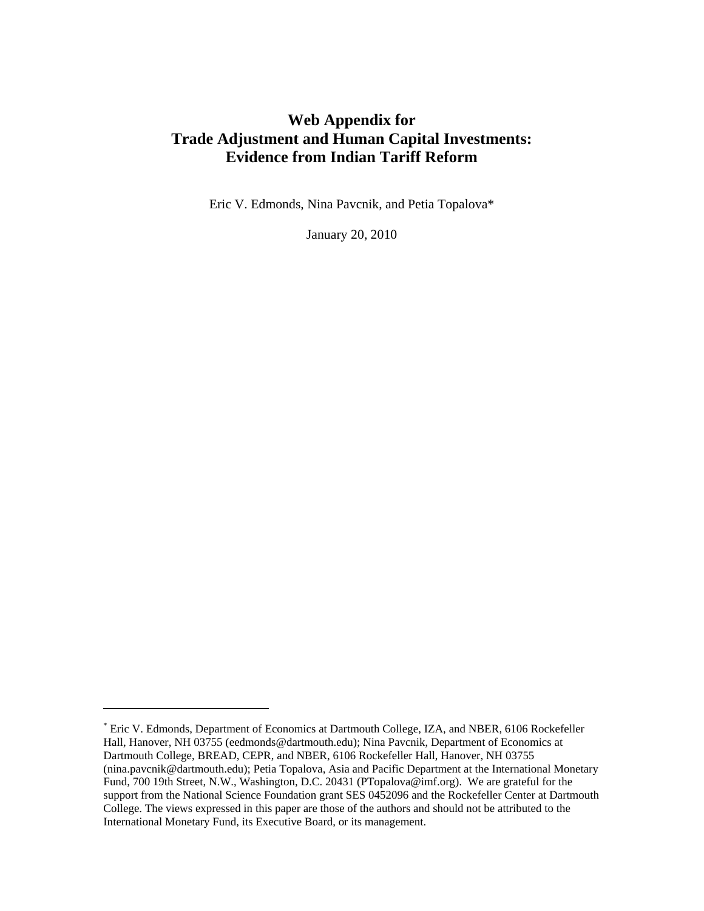# Web Appendix for
# Trade Adjustment and Human Capital Investments: Evidence from Indian Tariff Reform

Eric V. Edmonds, Nina Pavcnik, and Petia Topalova*

January 20, 2010

---

* Eric V. Edmonds, Department of Economics at Dartmouth College, IZA, and NBER, 6106 Rockefeller Hall, Hanover, NH 03755 (eedmonds@dartmouth.edu); Nina Pavcnik, Department of Economics at Dartmouth College, BREAD, CEPR, and NBER, 6106 Rockefeller Hall, Hanover, NH 03755 (nina.pavcnik@dartmouth.edu); Petia Topalova, Asia and Pacific Department at the International Monetary Fund, 700 19th Street, N.W., Washington, D.C. 20431 (PTopalova@imf.org). We are grateful for the support from the National Science Foundation grant SES 0452096 and the Rockefeller Center at Dartmouth College. The views expressed in this paper are those of the authors and should not be attributed to the International Monetary Fund, its Executive Board, or its management.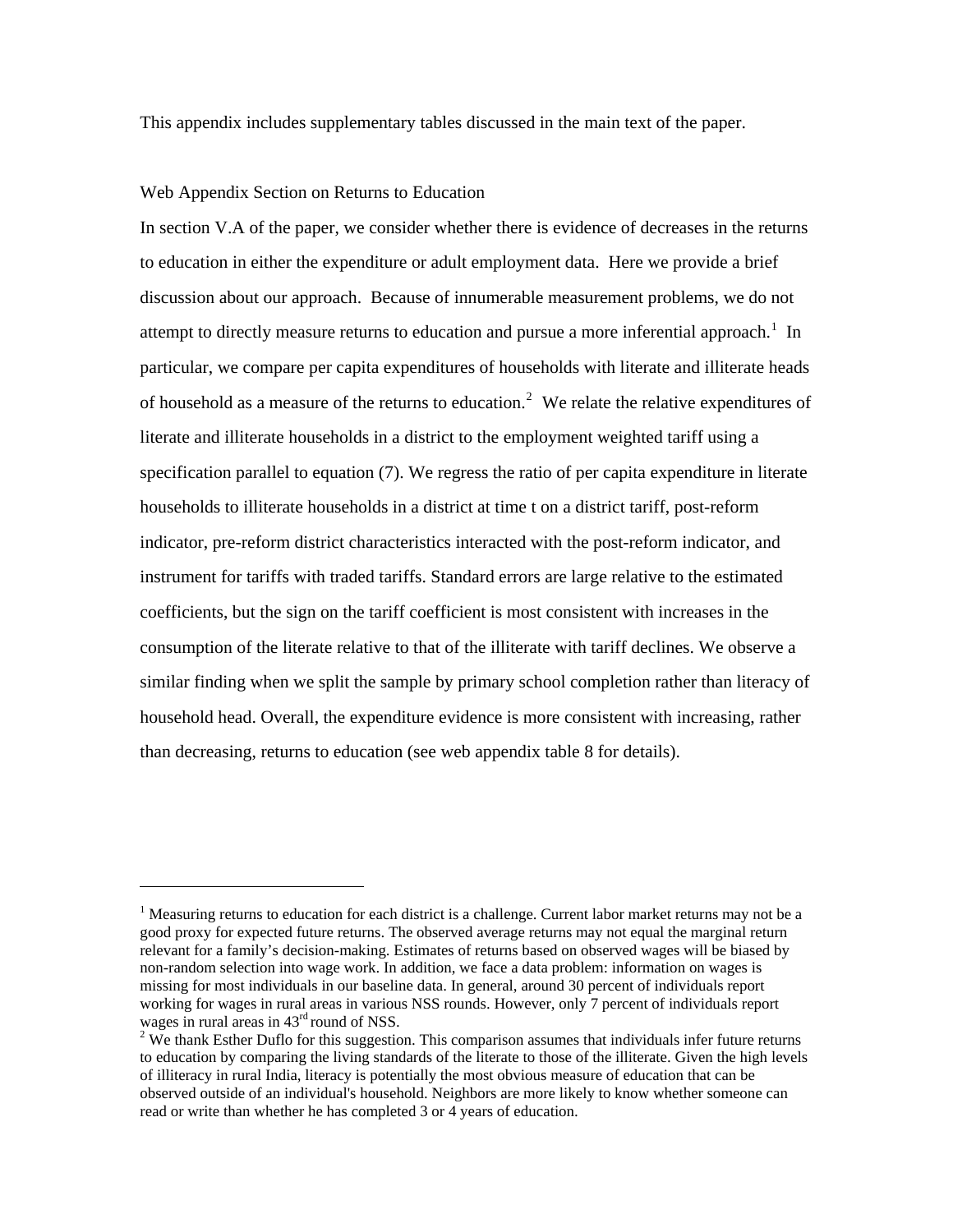This appendix includes supplementary tables discussed in the main text of the paper.

Web Appendix Section on Returns to Education

In section V.A of the paper, we consider whether there is evidence of decreases in the returns to education in either the expenditure or adult employment data. Here we provide a brief discussion about our approach. Because of innumerable measurement problems, we do not attempt to directly measure returns to education and pursue a more inferential approach.[1] In particular, we compare per capita expenditures of households with literate and illiterate heads of household as a measure of the returns to education.[2] We relate the relative expenditures of literate and illiterate households in a district to the employment weighted tariff using a specification parallel to equation (7). We regress the ratio of per capita expenditure in literate households to illiterate households in a district at time t on a district tariff, post-reform indicator, pre-reform district characteristics interacted with the post-reform indicator, and instrument for tariffs with traded tariffs. Standard errors are large relative to the estimated coefficients, but the sign on the tariff coefficient is most consistent with increases in the consumption of the literate relative to that of the illiterate with tariff declines. We observe a similar finding when we split the sample by primary school completion rather than literacy of household head. Overall, the expenditure evidence is more consistent with increasing, rather than decreasing, returns to education (see web appendix table 8 for details).

---

[1] Measuring returns to education for each district is a challenge. Current labor market returns may not be a good proxy for expected future returns. The observed average returns may not equal the marginal return relevant for a family's decision-making. Estimates of returns based on observed wages will be biased by non-random selection into wage work. In addition, we face a data problem: information on wages is missing for most individuals in our baseline data. In general, around 30 percent of individuals report working for wages in rural areas in various NSS rounds. However, only 7 percent of individuals report wages in rural areas in 43rd round of NSS.

[2] We thank Esther Duflo for this suggestion. This comparison assumes that individuals infer future returns to education by comparing the living standards of the literate to those of the illiterate. Given the high levels of illiteracy in rural India, literacy is potentially the most obvious measure of education that can be observed outside of an individual's household. Neighbors are more likely to know whether someone can read or write than whether he has completed 3 or 4 years of education.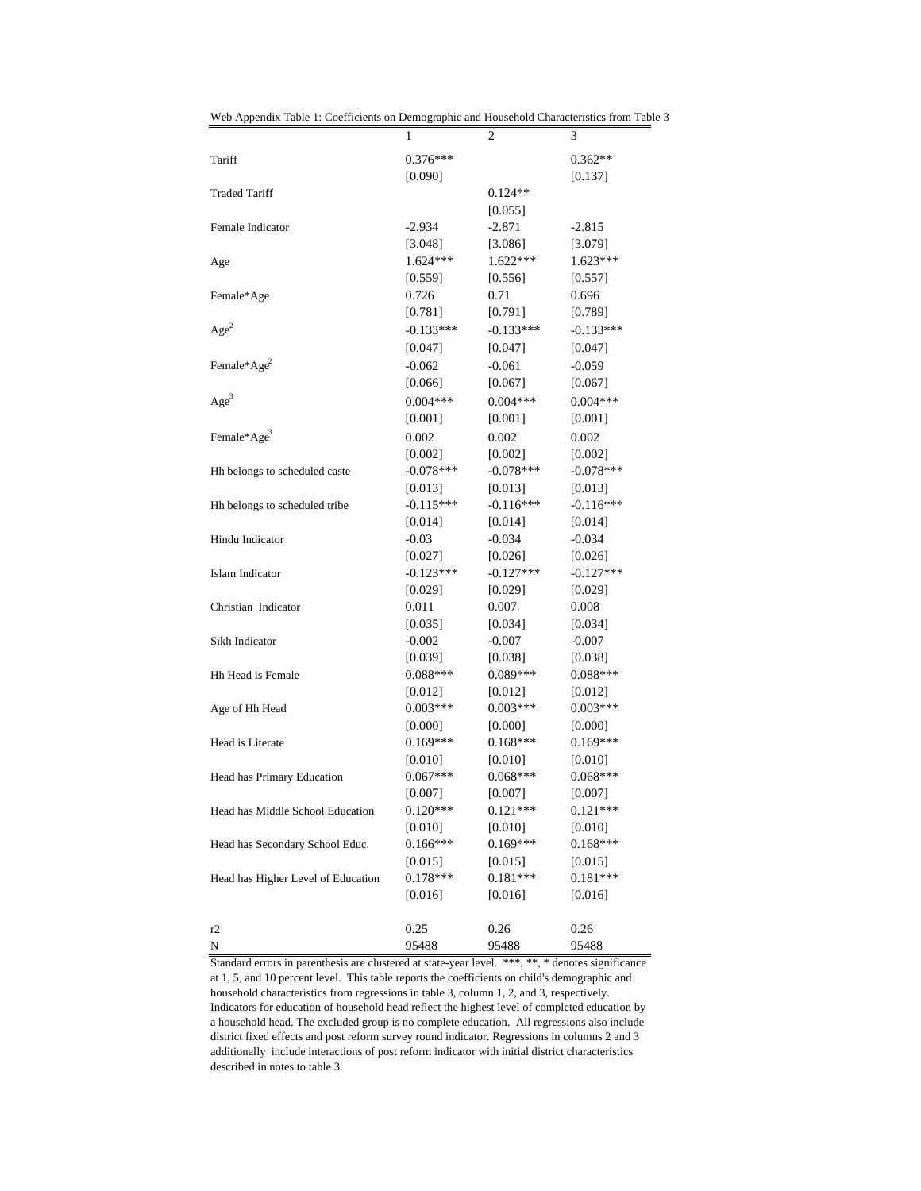Web Appendix Table 1: Coefficients on Demographic and Household Characteristics from Table 3

| | 1 | 2 | 3 |
|---|---|---|---|
| Tariff | 0.376*** | | 0.362** |
| | [0.090] | | [0.137] |
| Traded Tariff | | 0.124** | |
| | | [0.055] | |
| Female Indicator | -2.934 | -2.871 | -2.815 |
| | [3.048] | [3.086] | [3.079] |
| Age | 1.624*** | 1.622*** | 1.623*** |
| | [0.559] | [0.556] | [0.557] |
| Female*Age | 0.726 | 0.71 | 0.696 |
| | [0.781] | [0.791] | [0.789] |
| $Age^2$ | -0.133*** | -0.133*** | -0.133*** |
| | [0.047] | [0.047] | [0.047] |
| Female*$Age^2$ | -0.062 | -0.061 | -0.059 |
| | [0.066] | [0.067] | [0.067] |
| $Age^3$ | 0.004*** | 0.004*** | 0.004*** |
| | [0.001] | [0.001] | [0.001] |
| Female*$Age^3$ | 0.002 | 0.002 | 0.002 |
| | [0.002] | [0.002] | [0.002] |
| Hh belongs to scheduled caste | -0.078*** | -0.078*** | -0.078*** |
| | [0.013] | [0.013] | [0.013] |
| Hh belongs to scheduled tribe | -0.115*** | -0.116*** | -0.116*** |
| | [0.014] | [0.014] | [0.014] |
| Hindu Indicator | -0.03 | -0.034 | -0.034 |
| | [0.027] | [0.026] | [0.026] |
| Islam Indicator | -0.123*** | -0.127*** | -0.127*** |
| | [0.029] | [0.029] | [0.029] |
| Christian Indicator | 0.011 | 0.007 | 0.008 |
| | [0.035] | [0.034] | [0.034] |
| Sikh Indicator | -0.002 | -0.007 | -0.007 |
| | [0.039] | [0.038] | [0.038] |
| Hh Head is Female | 0.088*** | 0.089*** | 0.088*** |
| | [0.012] | [0.012] | [0.012] |
| Age of Hh Head | 0.003*** | 0.003*** | 0.003*** |
| | [0.000] | [0.000] | [0.000] |
| Head is Literate | 0.169*** | 0.168*** | 0.169*** |
| | [0.010] | [0.010] | [0.010] |
| Head has Primary Education | 0.067*** | 0.068*** | 0.068*** |
| | [0.007] | [0.007] | [0.007] |
| Head has Middle School Education | 0.120*** | 0.121*** | 0.121*** |
| | [0.010] | [0.010] | [0.010] |
| Head has Secondary School Educ. | 0.166*** | 0.169*** | 0.168*** |
| | [0.015] | [0.015] | [0.015] |
| Head has Higher Level of Education | 0.178*** | 0.181*** | 0.181*** |
| | [0.016] | [0.016] | [0.016] |
| r2 | 0.25 | 0.26 | 0.26 |
| N | 95488 | 95488 | 95488 |

Standard errors in parenthesis are clustered at state-year level. ***, **, * denotes significance at 1, 5, and 10 percent level. This table reports the coefficients on child's demographic and household characteristics from regressions in table 3, column 1, 2, and 3, respectively. Indicators for education of household head reflect the highest level of completed education by a household head. The excluded group is no complete education. All regressions also include district fixed effects and post reform survey round indicator. Regressions in columns 2 and 3 additionally include interactions of post reform indicator with initial district characteristics described in notes to table 3.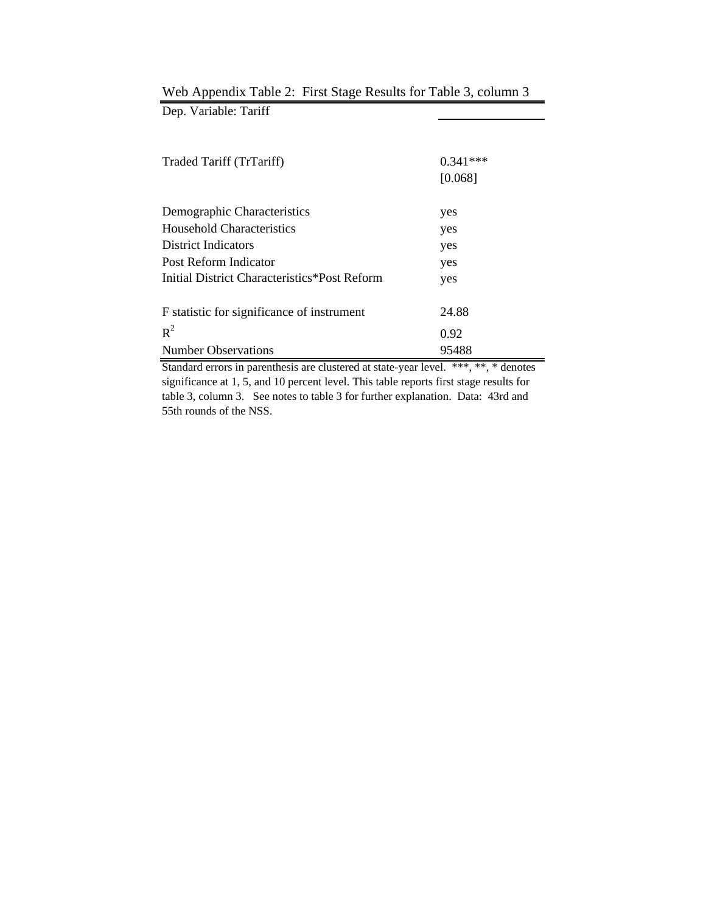Web Appendix Table 2: First Stage Results for Table 3, column 3

| Dep. Variable: Tariff | |
|---|---|
| Traded Tariff (TrTariff) | 0.341*** |
| | [0.068] |
| Demographic Characteristics | yes |
| Household Characteristics | yes |
| District Indicators | yes |
| Post Reform Indicator | yes |
| Initial District Characteristics*Post Reform | yes |
| F statistic for significance of instrument | 24.88 |
| $R^2$ | 0.92 |
| Number Observations | 95488 |

Standard errors in parenthesis are clustered at state-year level. ***, **, * denotes significance at 1, 5, and 10 percent level. This table reports first stage results for table 3, column 3. See notes to table 3 for further explanation. Data: 43rd and 55th rounds of the NSS.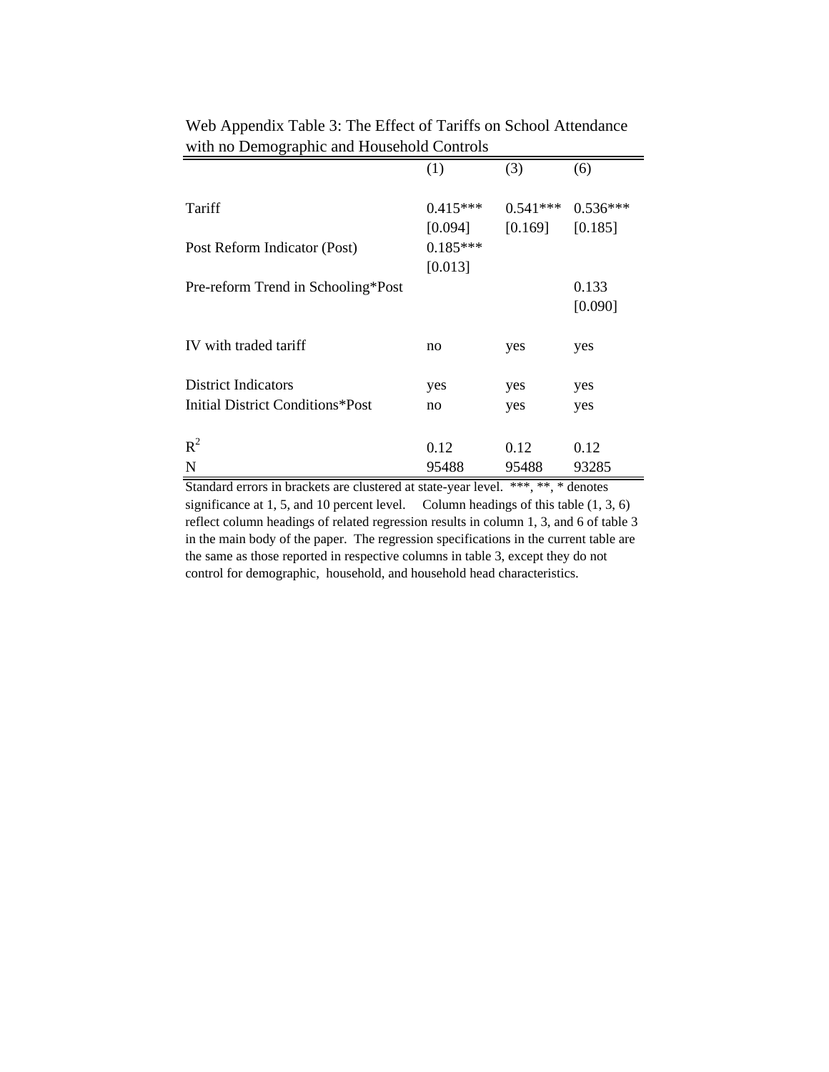Web Appendix Table 3: The Effect of Tariffs on School Attendance with no Demographic and Household Controls

| | (1) | (3) | (6) |
|---|---|---|---|
| Tariff | 0.415*** | 0.541*** | 0.536*** |
| | [0.094] | [0.169] | [0.185] |
| Post Reform Indicator (Post) | 0.185*** | | |
| | [0.013] | | |
| Pre-reform Trend in Schooling*Post | | | 0.133 |
| | | | [0.090] |
| IV with traded tariff | no | yes | yes |
| District Indicators | yes | yes | yes |
| Initial District Conditions*Post | no | yes | yes |
| $R^2$ | 0.12 | 0.12 | 0.12 |
| N | 95488 | 95488 | 93285 |

Standard errors in brackets are clustered at state-year level. ***, **, * denotes significance at 1, 5, and 10 percent level. Column headings of this table (1, 3, 6) reflect column headings of related regression results in column 1, 3, and 6 of table 3 in the main body of the paper. The regression specifications in the current table are the same as those reported in respective columns in table 3, except they do not control for demographic, household, and household head characteristics.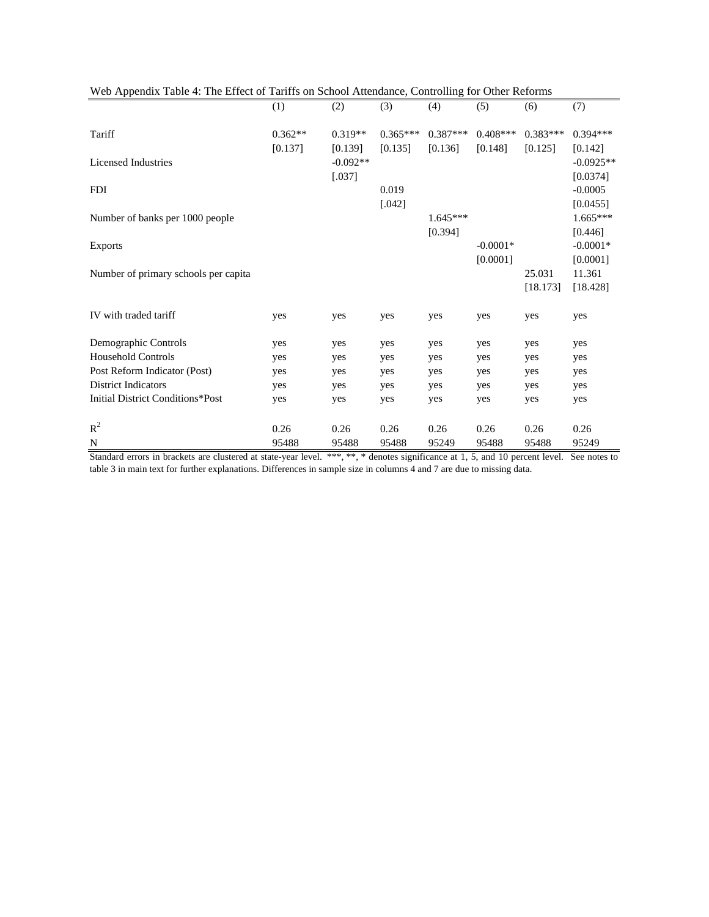Web Appendix Table 4: The Effect of Tariffs on School Attendance, Controlling for Other Reforms

| | (1) | (2) | (3) | (4) | (5) | (6) | (7) |
|---|---|---|---|---|---|---|---|
| Tariff | 0.362** | 0.319** | 0.365*** | 0.387*** | 0.408*** | 0.383*** | 0.394*** |
| | [0.137] | [0.139] | [0.135] | [0.136] | [0.148] | [0.125] | [0.142] |
| Licensed Industries | | -0.092** | | | | | -0.0925** |
| | | [.037] | | | | | [0.0374] |
| FDI | | | 0.019 | | | | -0.0005 |
| | | | [.042] | | | | [0.0455] |
| Number of banks per 1000 people | | | | 1.645*** | | | 1.665*** |
| | | | | [0.394] | | | [0.446] |
| Exports | | | | | -0.0001* | | -0.0001* |
| | | | | | [0.0001] | | [0.0001] |
| Number of primary schools per capita | | | | | | 25.031 | 11.361 |
| | | | | | | [18.173] | [18.428] |
| IV with traded tariff | yes | yes | yes | yes | yes | yes | yes |
| Demographic Controls | yes | yes | yes | yes | yes | yes | yes |
| Household Controls | yes | yes | yes | yes | yes | yes | yes |
| Post Reform Indicator (Post) | yes | yes | yes | yes | yes | yes | yes |
| District Indicators | yes | yes | yes | yes | yes | yes | yes |
| Initial District Conditions*Post | yes | yes | yes | yes | yes | yes | yes |
| $R^2$ | 0.26 | 0.26 | 0.26 | 0.26 | 0.26 | 0.26 | 0.26 |
| N | 95488 | 95488 | 95488 | 95249 | 95488 | 95488 | 95249 |

Standard errors in brackets are clustered at state-year level. ***, **, * denotes significance at 1, 5, and 10 percent level. See notes to table 3 in main text for further explanations. Differences in sample size in columns 4 and 7 are due to missing data.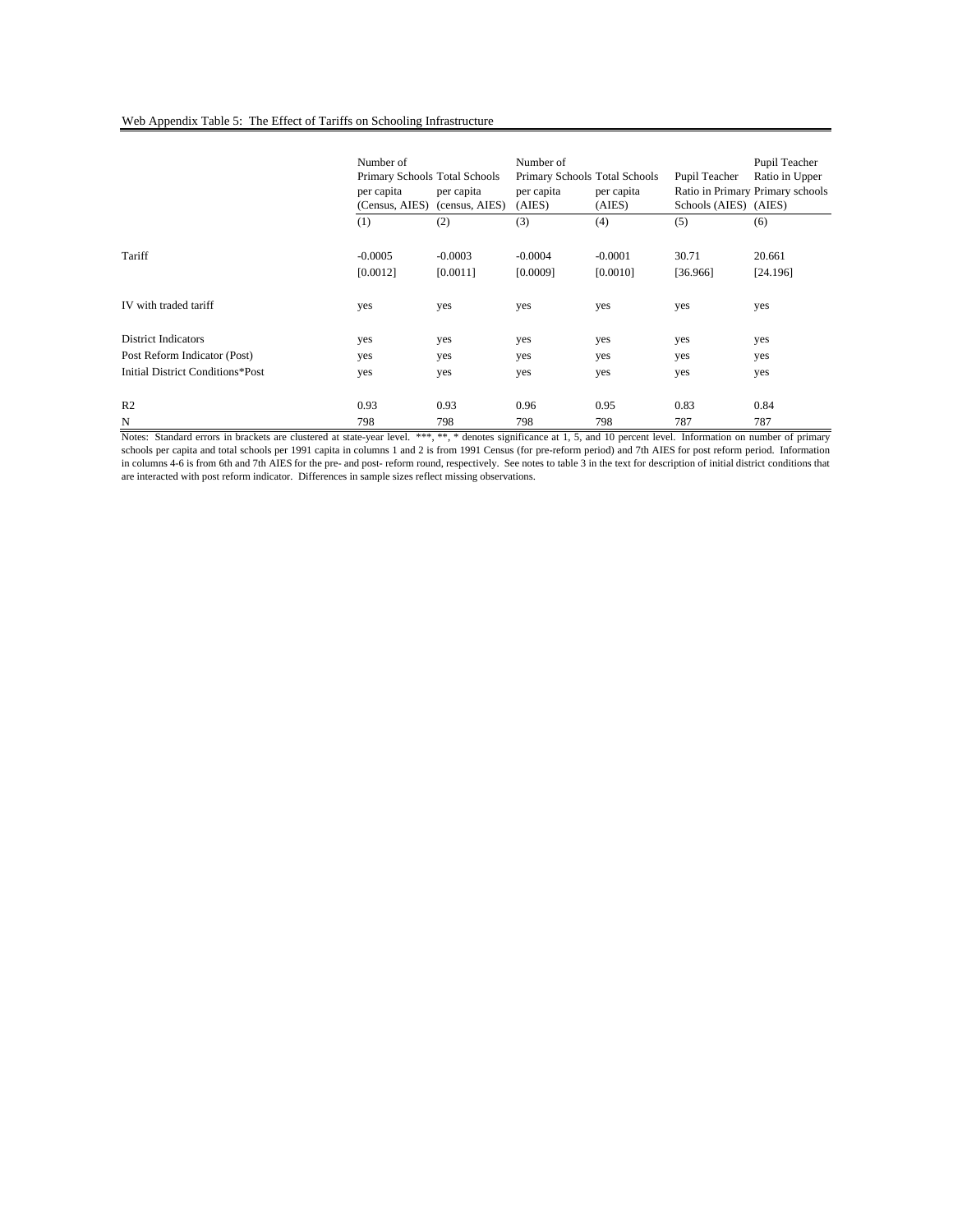Web Appendix Table 5: The Effect of Tariffs on Schooling Infrastructure

| | Number of Primary Schools per capita (Census, AIES) | Total Schools per capita (census, AIES) | Number of Primary Schools per capita (AIES) | Total Schools per capita (AIES) | Pupil Teacher Ratio in Primary Schools (AIES) | Pupil Teacher Ratio in Upper Primary schools (AIES) |
|---|---|---|---|---|---|---|
| | (1) | (2) | (3) | (4) | (5) | (6) |
| Tariff | -0.0005 | -0.0003 | -0.0004 | -0.0001 | 30.71 | 20.661 |
| | [0.0012] | [0.0011] | [0.0009] | [0.0010] | [36.966] | [24.196] |
| IV with traded tariff | yes | yes | yes | yes | yes | yes |
| District Indicators | yes | yes | yes | yes | yes | yes |
| Post Reform Indicator (Post) | yes | yes | yes | yes | yes | yes |
| Initial District Conditions*Post | yes | yes | yes | yes | yes | yes |
| R2 | 0.93 | 0.93 | 0.96 | 0.95 | 0.83 | 0.84 |
| N | 798 | 798 | 798 | 798 | 787 | 787 |

Notes: Standard errors in brackets are clustered at state-year level. ***, **, * denotes significance at 1, 5, and 10 percent level. Information on number of primary schools per capita and total schools per 1991 capita in columns 1 and 2 is from 1991 Census (for pre-reform period) and 7th AIES for post reform period. Information in columns 4-6 is from 6th and 7th AIES for the pre- and post- reform round, respectively. See notes to table 3 in the text for description of initial district conditions that are interacted with post reform indicator. Differences in sample sizes reflect missing observations.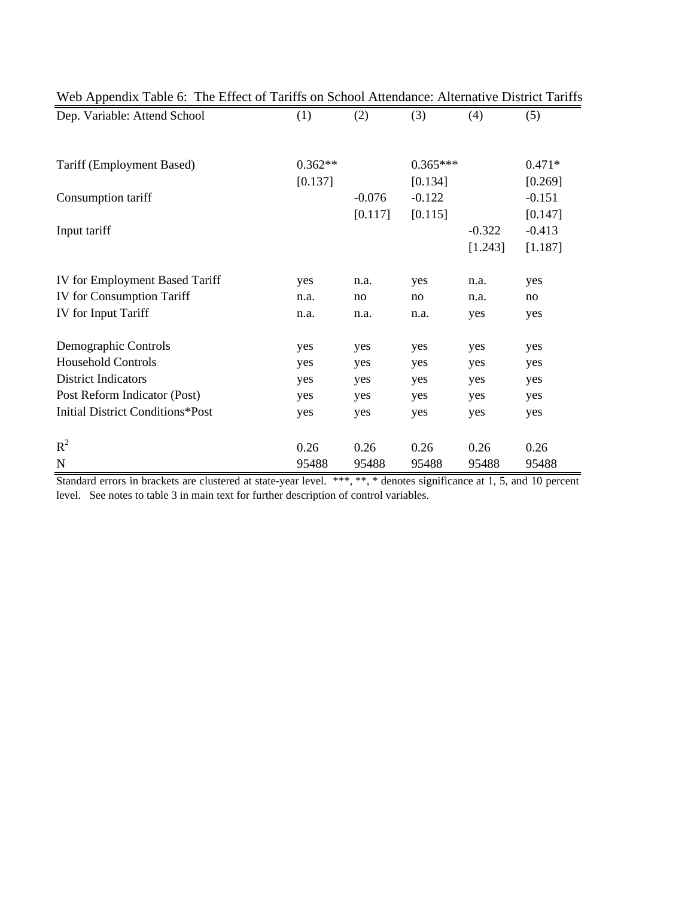Web Appendix Table 6: The Effect of Tariffs on School Attendance: Alternative District Tariffs

| Dep. Variable: Attend School | (1) | (2) | (3) | (4) | (5) |
|---|---|---|---|---|---|
| Tariff (Employment Based) | 0.362** | | 0.365*** | | 0.471* |
| | [0.137] | | [0.134] | | [0.269] |
| Consumption tariff | | -0.076 | -0.122 | | -0.151 |
| | | [0.117] | [0.115] | | [0.147] |
| Input tariff | | | | -0.322 | -0.413 |
| | | | | [1.243] | [1.187] |
| IV for Employment Based Tariff | yes | n.a. | yes | n.a. | yes |
| IV for Consumption Tariff | n.a. | no | no | n.a. | no |
| IV for Input Tariff | n.a. | n.a. | n.a. | yes | yes |
| Demographic Controls | yes | yes | yes | yes | yes |
| Household Controls | yes | yes | yes | yes | yes |
| District Indicators | yes | yes | yes | yes | yes |
| Post Reform Indicator (Post) | yes | yes | yes | yes | yes |
| Initial District Conditions*Post | yes | yes | yes | yes | yes |
| $R^2$ | 0.26 | 0.26 | 0.26 | 0.26 | 0.26 |
| N | 95488 | 95488 | 95488 | 95488 | 95488 |

Standard errors in brackets are clustered at state-year level. ***, **, * denotes significance at 1, 5, and 10 percent level. See notes to table 3 in main text for further description of control variables.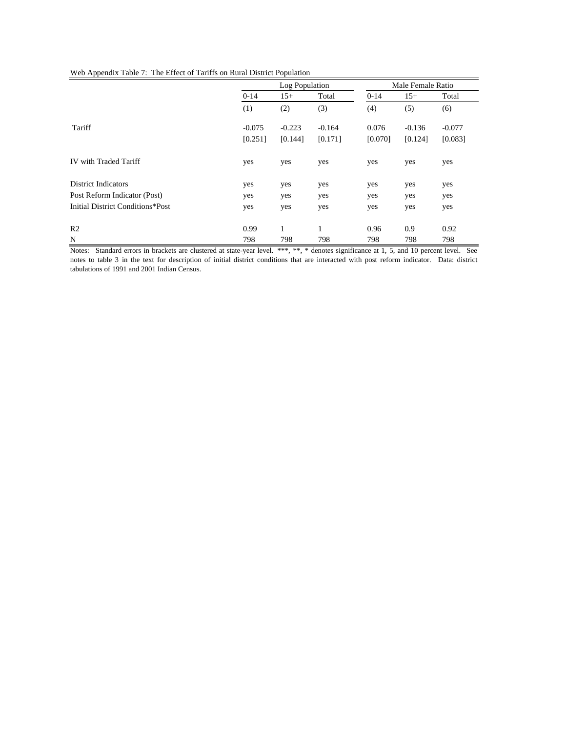Web Appendix Table 7: The Effect of Tariffs on Rural District Population

| | Log Population | | | Male Female Ratio | | |
|---|---|---|---|---|---|---|
| | 0-14 | 15+ | Total | 0-14 | 15+ | Total |
| | (1) | (2) | (3) | (4) | (5) | (6) |
| Tariff | -0.075 | -0.223 | -0.164 | 0.076 | -0.136 | -0.077 |
| | [0.251] | [0.144] | [0.171] | [0.070] | [0.124] | [0.083] |
| IV with Traded Tariff | yes | yes | yes | yes | yes | yes |
| District Indicators | yes | yes | yes | yes | yes | yes |
| Post Reform Indicator (Post) | yes | yes | yes | yes | yes | yes |
| Initial District Conditions*Post | yes | yes | yes | yes | yes | yes |
| R2 | 0.99 | 1 | 1 | 0.96 | 0.9 | 0.92 |
| N | 798 | 798 | 798 | 798 | 798 | 798 |

Notes: Standard errors in brackets are clustered at state-year level. ***, **, * denotes significance at 1, 5, and 10 percent level. See notes to table 3 in the text for description of initial district conditions that are interacted with post reform indicator. Data: district tabulations of 1991 and 2001 Indian Census.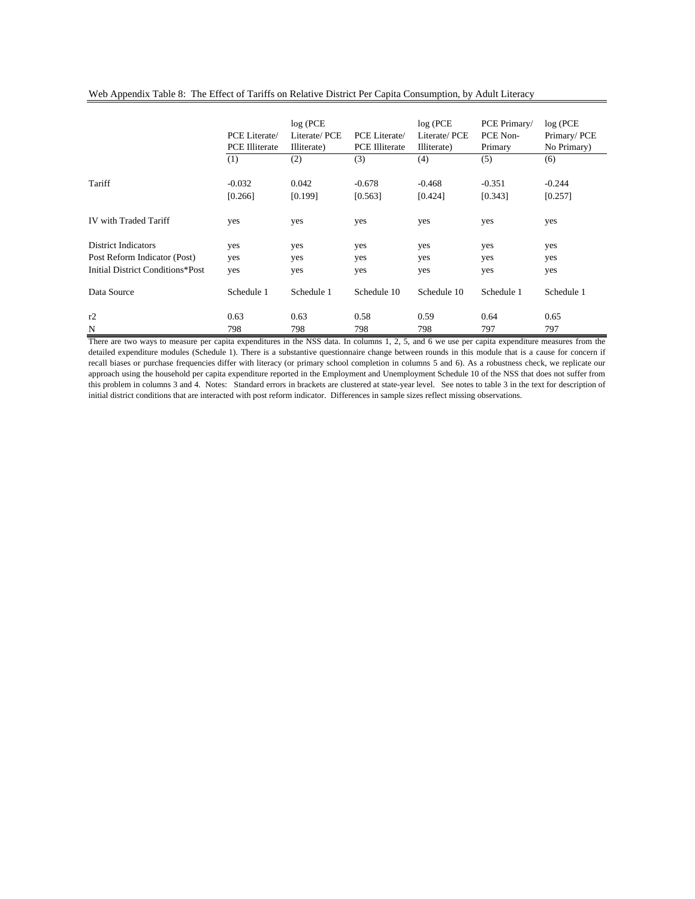Web Appendix Table 8: The Effect of Tariffs on Relative District Per Capita Consumption, by Adult Literacy

| | PCE Literate/ PCE Illiterate | log (PCE Literate/ PCE Illiterate) | PCE Literate/ PCE Illiterate | log (PCE Literate/ PCE Illiterate) | PCE Primary/ PCE Non-Primary | log (PCE Primary/ PCE No Primary) |
|---|---|---|---|---|---|---|
| | (1) | (2) | (3) | (4) | (5) | (6) |
| Tariff | -0.032 | 0.042 | -0.678 | -0.468 | -0.351 | -0.244 |
| | [0.266] | [0.199] | [0.563] | [0.424] | [0.343] | [0.257] |
| IV with Traded Tariff | yes | yes | yes | yes | yes | yes |
| District Indicators | yes | yes | yes | yes | yes | yes |
| Post Reform Indicator (Post) | yes | yes | yes | yes | yes | yes |
| Initial District Conditions*Post | yes | yes | yes | yes | yes | yes |
| Data Source | Schedule 1 | Schedule 1 | Schedule 10 | Schedule 10 | Schedule 1 | Schedule 1 |
| r2 | 0.63 | 0.63 | 0.58 | 0.59 | 0.64 | 0.65 |
| N | 798 | 798 | 798 | 798 | 797 | 797 |

There are two ways to measure per capita expenditures in the NSS data. In columns 1, 2, 5, and 6 we use per capita expenditure measures from the detailed expenditure modules (Schedule 1). There is a substantive questionnaire change between rounds in this module that is a cause for concern if recall biases or purchase frequencies differ with literacy (or primary school completion in columns 5 and 6). As a robustness check, we replicate our approach using the household per capita expenditure reported in the Employment and Unemployment Schedule 10 of the NSS that does not suffer from this problem in columns 3 and 4. Notes: Standard errors in brackets are clustered at state-year level. See notes to table 3 in the text for description of initial district conditions that are interacted with post reform indicator. Differences in sample sizes reflect missing observations.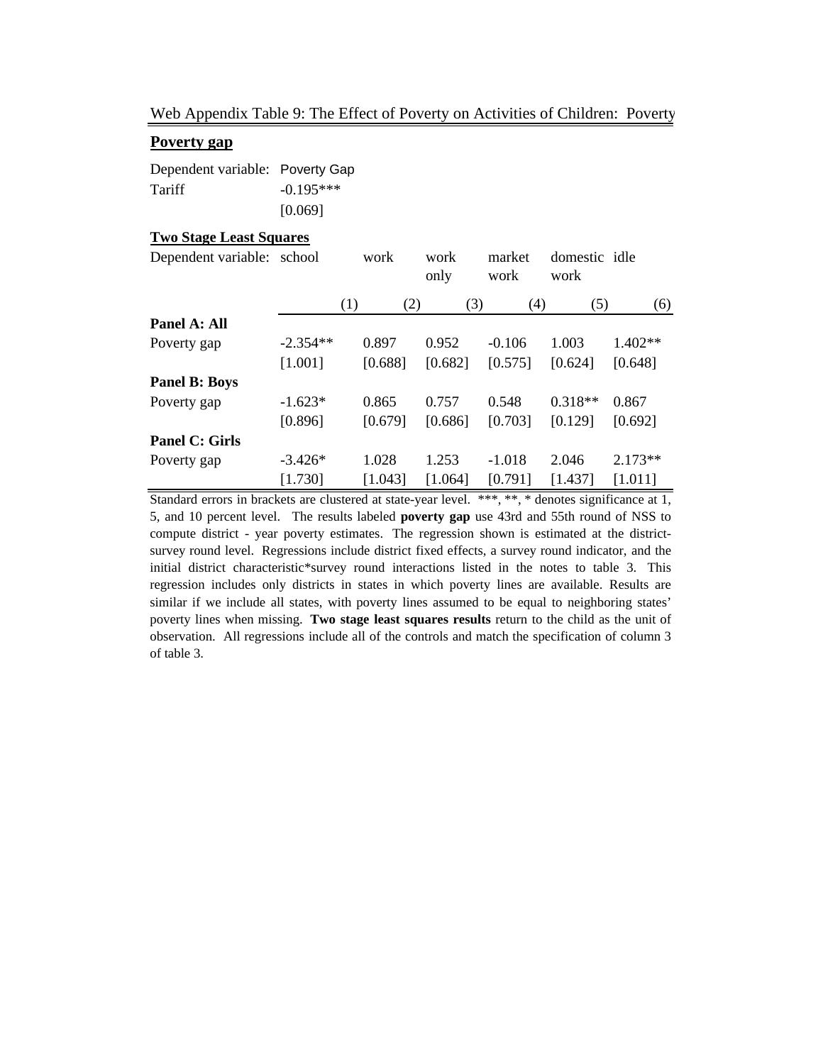Web Appendix Table 9: The Effect of Poverty on Activities of Children: Poverty

**Poverty gap**

| Dependent variable: | Poverty Gap |
|---|---|
| Tariff | -0.195*** |
| | [0.069] |

**Two Stage Least Squares**

| Dependent variable: | school | work | work only | market work | domestic work | idle |
|---|---|---|---|---|---|---|
| | (1) | (2) | (3) | (4) | (5) | (6) |
| **Panel A: All** | | | | | | |
| Poverty gap | -2.354** | 0.897 | 0.952 | -0.106 | 1.003 | 1.402** |
| | [1.001] | [0.688] | [0.682] | [0.575] | [0.624] | [0.648] |
| **Panel B: Boys** | | | | | | |
| Poverty gap | -1.623* | 0.865 | 0.757 | 0.548 | 0.318** | 0.867 |
| | [0.896] | [0.679] | [0.686] | [0.703] | [0.129] | [0.692] |
| **Panel C: Girls** | | | | | | |
| Poverty gap | -3.426* | 1.028 | 1.253 | -1.018 | 2.046 | 2.173** |
| | [1.730] | [1.043] | [1.064] | [0.791] | [1.437] | [1.011] |

Standard errors in brackets are clustered at state-year level. ***, **, * denotes significance at 1, 5, and 10 percent level. The results labeled **poverty gap** use 43rd and 55th round of NSS to compute district - year poverty estimates. The regression shown is estimated at the district-survey round level. Regressions include district fixed effects, a survey round indicator, and the initial district characteristic*survey round interactions listed in the notes to table 3. This regression includes only districts in states in which poverty lines are available. Results are similar if we include all states, with poverty lines assumed to be equal to neighboring states' poverty lines when missing. **Two stage least squares results** return to the child as the unit of observation. All regressions include all of the controls and match the specification of column 3 of table 3.